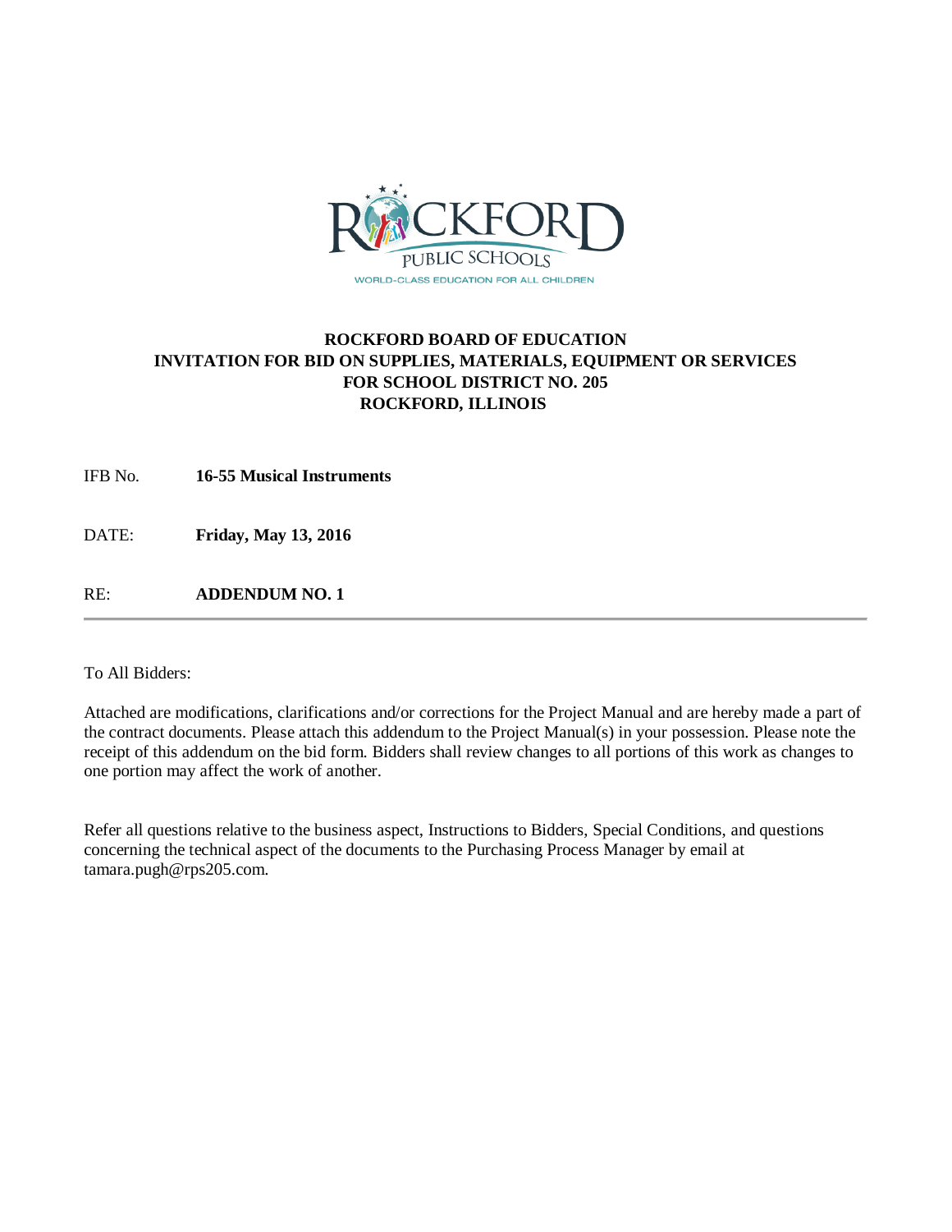ROCKFORD PUBLIC SCHOOLS
WORLD-CLASS EDUCATION FOR ALL CHILDREN

**ROCKFORD BOARD OF EDUCATION**
**INVITATION FOR BID ON SUPPLIES, MATERIALS, EQUIPMENT OR SERVICES**
**FOR SCHOOL DISTRICT NO. 205**
**ROCKFORD, ILLINOIS**

IFB No. **16-55 Musical Instruments**

DATE: **Friday, May 13, 2016**

RE: **ADDENDUM NO. 1**

---

To All Bidders:

Attached are modifications, clarifications and/or corrections for the Project Manual and are hereby made a part of the contract documents. Please attach this addendum to the Project Manual(s) in your possession. Please note the receipt of this addendum on the bid form. Bidders shall review changes to all portions of this work as changes to one portion may affect the work of another.

Refer all questions relative to the business aspect, Instructions to Bidders, Special Conditions, and questions concerning the technical aspect of the documents to the Purchasing Process Manager by email at tamara.pugh@rps205.com.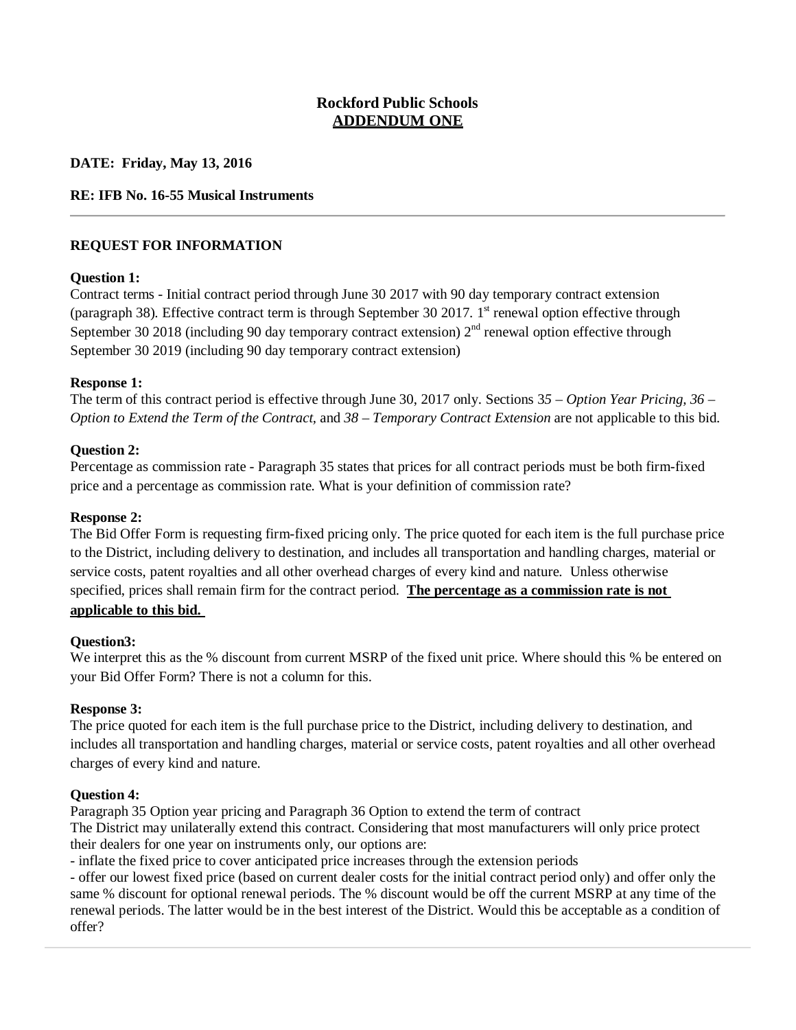**Rockford Public Schools**
**ADDENDUM ONE**

**DATE: Friday, May 13, 2016**

**RE: IFB No. 16-55 Musical Instruments**

---

**REQUEST FOR INFORMATION**

**Question 1:**
Contract terms - Initial contract period through June 30 2017 with 90 day temporary contract extension (paragraph 38). Effective contract term is through September 30 2017. 1st renewal option effective through September 30 2018 (including 90 day temporary contract extension) 2nd renewal option effective through September 30 2019 (including 90 day temporary contract extension)

**Response 1:**
The term of this contract period is effective through June 30, 2017 only. Sections 35 – *Option Year Pricing, 36 – Option to Extend the Term of the Contract,* and *38 – Temporary Contract Extension* are not applicable to this bid.

**Question 2:**
Percentage as commission rate - Paragraph 35 states that prices for all contract periods must be both firm-fixed price and a percentage as commission rate. What is your definition of commission rate?

**Response 2:**
The Bid Offer Form is requesting firm-fixed pricing only. The price quoted for each item is the full purchase price to the District, including delivery to destination, and includes all transportation and handling charges, material or service costs, patent royalties and all other overhead charges of every kind and nature. Unless otherwise specified, prices shall remain firm for the contract period. **The percentage as a commission rate is not applicable to this bid.**

**Question3:**
We interpret this as the % discount from current MSRP of the fixed unit price. Where should this % be entered on your Bid Offer Form? There is not a column for this.

**Response 3:**
The price quoted for each item is the full purchase price to the District, including delivery to destination, and includes all transportation and handling charges, material or service costs, patent royalties and all other overhead charges of every kind and nature.

**Question 4:**
Paragraph 35 Option year pricing and Paragraph 36 Option to extend the term of contract
The District may unilaterally extend this contract. Considering that most manufacturers will only price protect their dealers for one year on instruments only, our options are:
- inflate the fixed price to cover anticipated price increases through the extension periods
- offer our lowest fixed price (based on current dealer costs for the initial contract period only) and offer only the same % discount for optional renewal periods. The % discount would be off the current MSRP at any time of the renewal periods. The latter would be in the best interest of the District. Would this be acceptable as a condition of offer?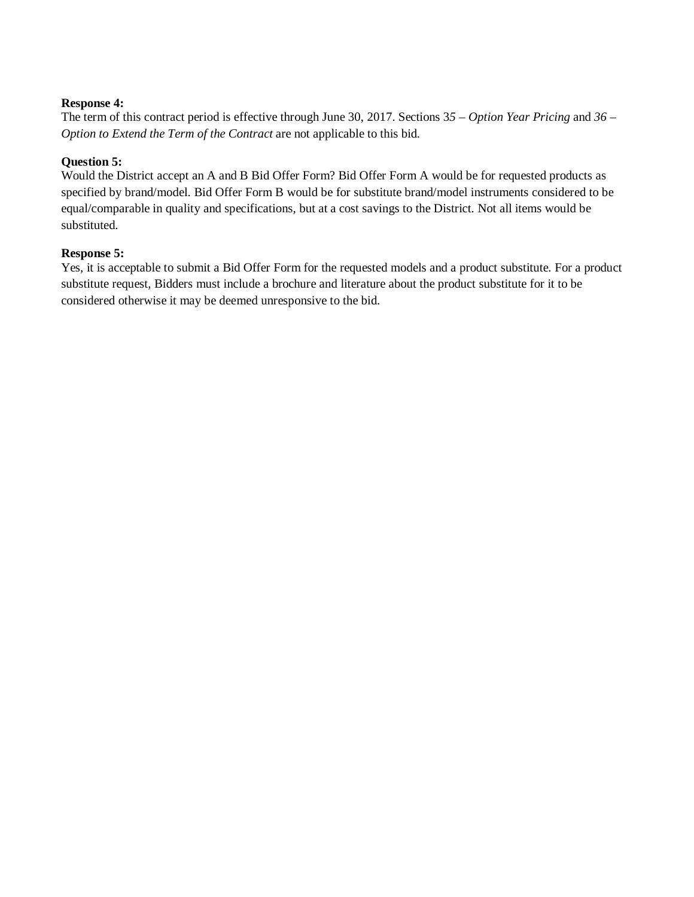**Response 4:**
The term of this contract period is effective through June 30, 2017. Sections 3*5* – *Option Year Pricing* and *36 – Option to Extend the Term of the Contract* are not applicable to this bid.

**Question 5:**
Would the District accept an A and B Bid Offer Form? Bid Offer Form A would be for requested products as specified by brand/model. Bid Offer Form B would be for substitute brand/model instruments considered to be equal/comparable in quality and specifications, but at a cost savings to the District. Not all items would be substituted.

**Response 5:**
Yes, it is acceptable to submit a Bid Offer Form for the requested models and a product substitute. For a product substitute request, Bidders must include a brochure and literature about the product substitute for it to be considered otherwise it may be deemed unresponsive to the bid.